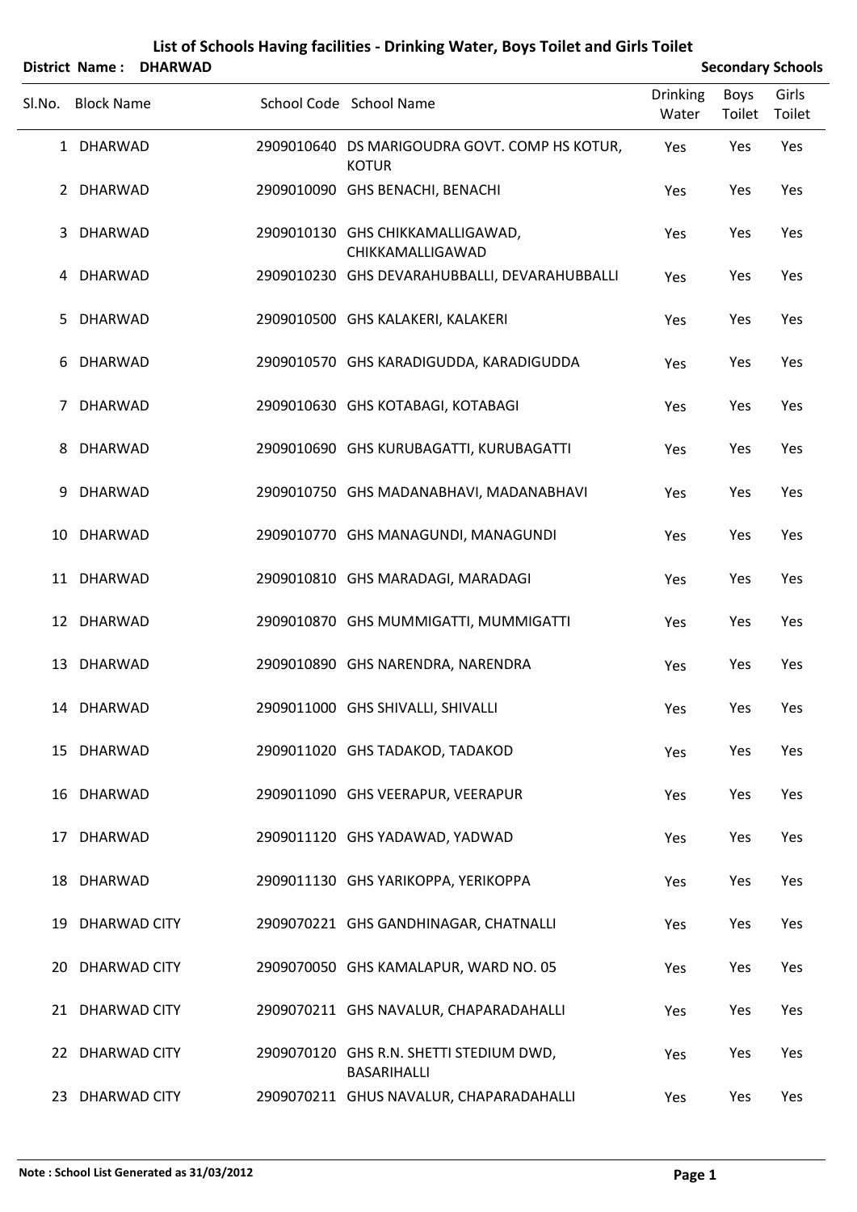# List of Schools Having facilities - Drinking Water, Boys Toilet and Girls Toilet

**District Name : DHARWAD** **Secondary Schools**

| Sl.No. | Block Name | School Code | School Name | Drinking Water | Boys Toilet | Girls Toilet |
|---|---|---|---|---|---|---|
| 1 | DHARWAD | 2909010640 | DS MARIGOUDRA GOVT. COMP HS KOTUR, KOTUR | Yes | Yes | Yes |
| 2 | DHARWAD | 2909010090 | GHS BENACHI, BENACHI | Yes | Yes | Yes |
| 3 | DHARWAD | 2909010130 | GHS CHIKKAMALLIGAWAD, CHIKKAMALLIGAWAD | Yes | Yes | Yes |
| 4 | DHARWAD | 2909010230 | GHS DEVARAHUBBALLI, DEVARAHUBBALLI | Yes | Yes | Yes |
| 5 | DHARWAD | 2909010500 | GHS KALAKERI, KALAKERI | Yes | Yes | Yes |
| 6 | DHARWAD | 2909010570 | GHS KARADIGUDDA, KARADIGUDDA | Yes | Yes | Yes |
| 7 | DHARWAD | 2909010630 | GHS KOTABAGI, KOTABAGI | Yes | Yes | Yes |
| 8 | DHARWAD | 2909010690 | GHS KURUBAGATTI, KURUBAGATTI | Yes | Yes | Yes |
| 9 | DHARWAD | 2909010750 | GHS MADANABHAVI, MADANABHAVI | Yes | Yes | Yes |
| 10 | DHARWAD | 2909010770 | GHS MANAGUNDI, MANAGUNDI | Yes | Yes | Yes |
| 11 | DHARWAD | 2909010810 | GHS MARADAGI, MARADAGI | Yes | Yes | Yes |
| 12 | DHARWAD | 2909010870 | GHS MUMMIGATTI, MUMMIGATTI | Yes | Yes | Yes |
| 13 | DHARWAD | 2909010890 | GHS NARENDRA, NARENDRA | Yes | Yes | Yes |
| 14 | DHARWAD | 2909011000 | GHS SHIVALLI, SHIVALLI | Yes | Yes | Yes |
| 15 | DHARWAD | 2909011020 | GHS TADAKOD, TADAKOD | Yes | Yes | Yes |
| 16 | DHARWAD | 2909011090 | GHS VEERAPUR, VEERAPUR | Yes | Yes | Yes |
| 17 | DHARWAD | 2909011120 | GHS YADAWAD, YADWAD | Yes | Yes | Yes |
| 18 | DHARWAD | 2909011130 | GHS YARIKOPPA, YERIKOPPA | Yes | Yes | Yes |
| 19 | DHARWAD CITY | 2909070221 | GHS GANDHINAGAR, CHATNALLI | Yes | Yes | Yes |
| 20 | DHARWAD CITY | 2909070050 | GHS KAMALAPUR, WARD NO. 05 | Yes | Yes | Yes |
| 21 | DHARWAD CITY | 2909070211 | GHS NAVALUR, CHAPARADAHALLI | Yes | Yes | Yes |
| 22 | DHARWAD CITY | 2909070120 | GHS R.N. SHETTI STEDIUM DWD, BASARIHALLI | Yes | Yes | Yes |
| 23 | DHARWAD CITY | 2909070211 | GHUS NAVALUR, CHAPARADAHALLI | Yes | Yes | Yes |

**Note : School List Generated as 31/03/2012**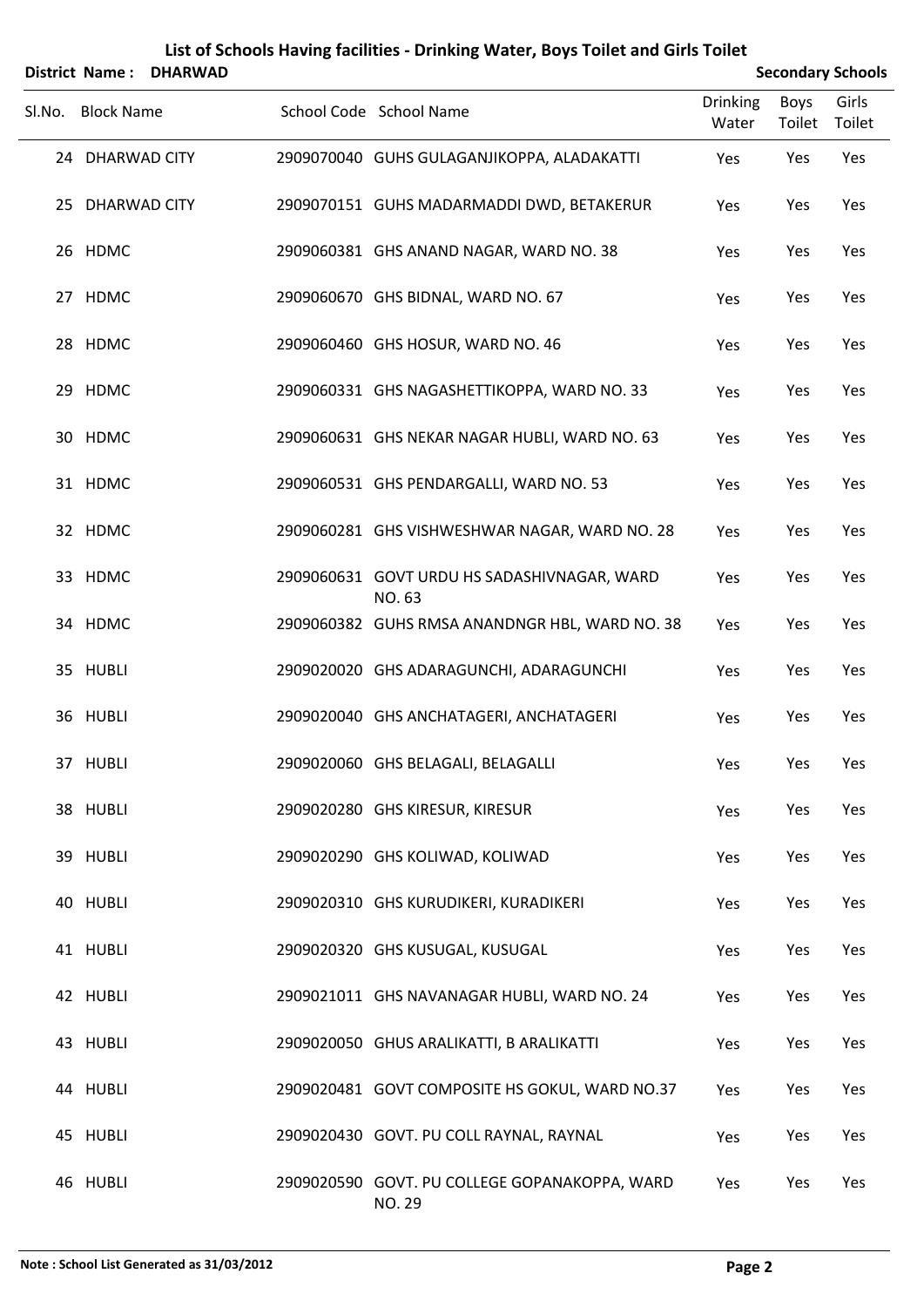# List of Schools Having facilities - Drinking Water, Boys Toilet and Girls Toilet

**District Name : DHARWAD** **Secondary Schools**

| Sl.No. | Block Name | School Code | School Name | Drinking Water | Boys Toilet | Girls Toilet |
|---|---|---|---|---|---|---|
| 24 | DHARWAD CITY | 2909070040 | GUHS GULAGANJIKOPPA, ALADAKATTI | Yes | Yes | Yes |
| 25 | DHARWAD CITY | 2909070151 | GUHS MADARMADDI DWD, BETAKERUR | Yes | Yes | Yes |
| 26 | HDMC | 2909060381 | GHS ANAND NAGAR, WARD NO. 38 | Yes | Yes | Yes |
| 27 | HDMC | 2909060670 | GHS BIDNAL, WARD NO. 67 | Yes | Yes | Yes |
| 28 | HDMC | 2909060460 | GHS HOSUR, WARD NO. 46 | Yes | Yes | Yes |
| 29 | HDMC | 2909060331 | GHS NAGASHETTIKOPPA, WARD NO. 33 | Yes | Yes | Yes |
| 30 | HDMC | 2909060631 | GHS NEKAR NAGAR HUBLI, WARD NO. 63 | Yes | Yes | Yes |
| 31 | HDMC | 2909060531 | GHS PENDARGALLI, WARD NO. 53 | Yes | Yes | Yes |
| 32 | HDMC | 2909060281 | GHS VISHWESHWAR NAGAR, WARD NO. 28 | Yes | Yes | Yes |
| 33 | HDMC | 2909060631 | GOVT URDU HS SADASHIVNAGAR, WARD NO. 63 | Yes | Yes | Yes |
| 34 | HDMC | 2909060382 | GUHS RMSA ANANDNGR HBL, WARD NO. 38 | Yes | Yes | Yes |
| 35 | HUBLI | 2909020020 | GHS ADARAGUNCHI, ADARAGUNCHI | Yes | Yes | Yes |
| 36 | HUBLI | 2909020040 | GHS ANCHATAGERI, ANCHATAGERI | Yes | Yes | Yes |
| 37 | HUBLI | 2909020060 | GHS BELAGALI, BELAGALLI | Yes | Yes | Yes |
| 38 | HUBLI | 2909020280 | GHS KIRESUR, KIRESUR | Yes | Yes | Yes |
| 39 | HUBLI | 2909020290 | GHS KOLIWAD, KOLIWAD | Yes | Yes | Yes |
| 40 | HUBLI | 2909020310 | GHS KURUDIKERI, KURADIKERI | Yes | Yes | Yes |
| 41 | HUBLI | 2909020320 | GHS KUSUGAL, KUSUGAL | Yes | Yes | Yes |
| 42 | HUBLI | 2909021011 | GHS NAVANAGAR HUBLI, WARD NO. 24 | Yes | Yes | Yes |
| 43 | HUBLI | 2909020050 | GHUS ARALIKATTI, B ARALIKATTI | Yes | Yes | Yes |
| 44 | HUBLI | 2909020481 | GOVT COMPOSITE HS GOKUL, WARD NO.37 | Yes | Yes | Yes |
| 45 | HUBLI | 2909020430 | GOVT. PU COLL RAYNAL, RAYNAL | Yes | Yes | Yes |
| 46 | HUBLI | 2909020590 | GOVT. PU COLLEGE GOPANAKOPPA, WARD NO. 29 | Yes | Yes | Yes |

**Note : School List Generated as 31/03/2012**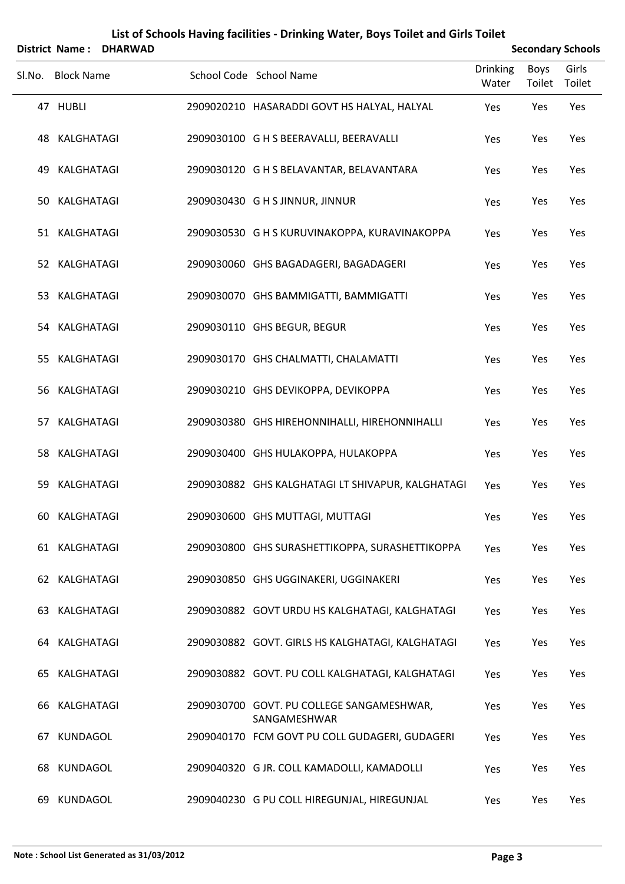# List of Schools Having facilities - Drinking Water, Boys Toilet and Girls Toilet

**District Name : DHARWAD** **Secondary Schools**

| Sl.No. | Block Name | School Code | School Name | Drinking Water | Boys Toilet | Girls Toilet |
|---|---|---|---|---|---|---|
| 47 | HUBLI | 2909020210 | HASARADDI GOVT HS HALYAL, HALYAL | Yes | Yes | Yes |
| 48 | KALGHATAGI | 2909030100 | G H S BEERAVALLI, BEERAVALLI | Yes | Yes | Yes |
| 49 | KALGHATAGI | 2909030120 | G H S BELAVANTAR, BELAVANTARA | Yes | Yes | Yes |
| 50 | KALGHATAGI | 2909030430 | G H S JINNUR, JINNUR | Yes | Yes | Yes |
| 51 | KALGHATAGI | 2909030530 | G H S KURUVINAKOPPA, KURAVINAKOPPA | Yes | Yes | Yes |
| 52 | KALGHATAGI | 2909030060 | GHS BAGADAGERI, BAGADAGERI | Yes | Yes | Yes |
| 53 | KALGHATAGI | 2909030070 | GHS BAMMIGATTI, BAMMIGATTI | Yes | Yes | Yes |
| 54 | KALGHATAGI | 2909030110 | GHS BEGUR, BEGUR | Yes | Yes | Yes |
| 55 | KALGHATAGI | 2909030170 | GHS CHALMATTI, CHALAMATTI | Yes | Yes | Yes |
| 56 | KALGHATAGI | 2909030210 | GHS DEVIKOPPA, DEVIKOPPA | Yes | Yes | Yes |
| 57 | KALGHATAGI | 2909030380 | GHS HIREHONNIHALLI, HIREHONNIHALLI | Yes | Yes | Yes |
| 58 | KALGHATAGI | 2909030400 | GHS HULAKOPPA, HULAKOPPA | Yes | Yes | Yes |
| 59 | KALGHATAGI | 2909030882 | GHS KALGHATAGI LT SHIVAPUR, KALGHATAGI | Yes | Yes | Yes |
| 60 | KALGHATAGI | 2909030600 | GHS MUTTAGI, MUTTAGI | Yes | Yes | Yes |
| 61 | KALGHATAGI | 2909030800 | GHS SURASHETTIKOPPA, SURASHETTIKOPPA | Yes | Yes | Yes |
| 62 | KALGHATAGI | 2909030850 | GHS UGGINAKERI, UGGINAKERI | Yes | Yes | Yes |
| 63 | KALGHATAGI | 2909030882 | GOVT URDU HS KALGHATAGI, KALGHATAGI | Yes | Yes | Yes |
| 64 | KALGHATAGI | 2909030882 | GOVT. GIRLS HS KALGHATAGI, KALGHATAGI | Yes | Yes | Yes |
| 65 | KALGHATAGI | 2909030882 | GOVT. PU COLL KALGHATAGI, KALGHATAGI | Yes | Yes | Yes |
| 66 | KALGHATAGI | 2909030700 | GOVT. PU COLLEGE SANGAMESHWAR, SANGAMESHWAR | Yes | Yes | Yes |
| 67 | KUNDAGOL | 2909040170 | FCM GOVT PU COLL GUDAGERI, GUDAGERI | Yes | Yes | Yes |
| 68 | KUNDAGOL | 2909040320 | G JR. COLL KAMADOLLI, KAMADOLLI | Yes | Yes | Yes |
| 69 | KUNDAGOL | 2909040230 | G PU COLL HIREGUNJAL, HIREGUNJAL | Yes | Yes | Yes |

**Note : School List Generated as 31/03/2012**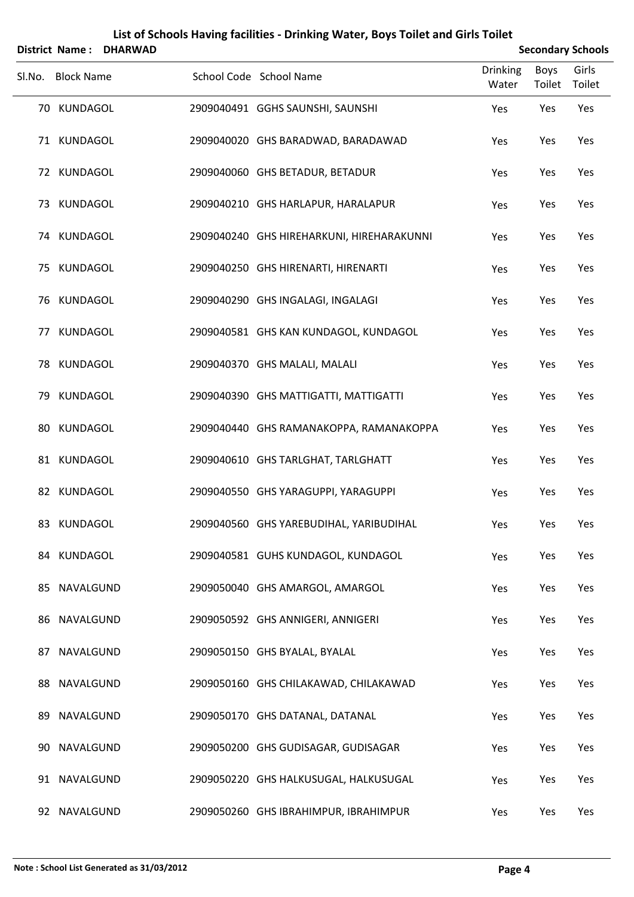# List of Schools Having facilities - Drinking Water, Boys Toilet and Girls Toilet

**District Name : DHARWAD** **Secondary Schools**

| Sl.No. | Block Name | School Code | School Name | Drinking Water | Boys Toilet | Girls Toilet |
|---|---|---|---|---|---|---|
| 70 | KUNDAGOL | 2909040491 | GGHS SAUNSHI, SAUNSHI | Yes | Yes | Yes |
| 71 | KUNDAGOL | 2909040020 | GHS BARADWAD, BARADAWAD | Yes | Yes | Yes |
| 72 | KUNDAGOL | 2909040060 | GHS BETADUR, BETADUR | Yes | Yes | Yes |
| 73 | KUNDAGOL | 2909040210 | GHS HARLAPUR, HARALAPUR | Yes | Yes | Yes |
| 74 | KUNDAGOL | 2909040240 | GHS HIREHARKUNI, HIREHARAKUNNI | Yes | Yes | Yes |
| 75 | KUNDAGOL | 2909040250 | GHS HIRENARTI, HIRENARTI | Yes | Yes | Yes |
| 76 | KUNDAGOL | 2909040290 | GHS INGALAGI, INGALAGI | Yes | Yes | Yes |
| 77 | KUNDAGOL | 2909040581 | GHS KAN KUNDAGOL, KUNDAGOL | Yes | Yes | Yes |
| 78 | KUNDAGOL | 2909040370 | GHS MALALI, MALALI | Yes | Yes | Yes |
| 79 | KUNDAGOL | 2909040390 | GHS MATTIGATTI, MATTIGATTI | Yes | Yes | Yes |
| 80 | KUNDAGOL | 2909040440 | GHS RAMANAKOPPA, RAMANAKOPPA | Yes | Yes | Yes |
| 81 | KUNDAGOL | 2909040610 | GHS TARLGHAT, TARLGHATT | Yes | Yes | Yes |
| 82 | KUNDAGOL | 2909040550 | GHS YARAGUPPI, YARAGUPPI | Yes | Yes | Yes |
| 83 | KUNDAGOL | 2909040560 | GHS YAREBUDIHAL, YARIBUDIHAL | Yes | Yes | Yes |
| 84 | KUNDAGOL | 2909040581 | GUHS KUNDAGOL, KUNDAGOL | Yes | Yes | Yes |
| 85 | NAVALGUND | 2909050040 | GHS AMARGOL, AMARGOL | Yes | Yes | Yes |
| 86 | NAVALGUND | 2909050592 | GHS ANNIGERI, ANNIGERI | Yes | Yes | Yes |
| 87 | NAVALGUND | 2909050150 | GHS BYALAL, BYALAL | Yes | Yes | Yes |
| 88 | NAVALGUND | 2909050160 | GHS CHILAKAWAD, CHILAKAWAD | Yes | Yes | Yes |
| 89 | NAVALGUND | 2909050170 | GHS DATANAL, DATANAL | Yes | Yes | Yes |
| 90 | NAVALGUND | 2909050200 | GHS GUDISAGAR, GUDISAGAR | Yes | Yes | Yes |
| 91 | NAVALGUND | 2909050220 | GHS HALKUSUGAL, HALKUSUGAL | Yes | Yes | Yes |
| 92 | NAVALGUND | 2909050260 | GHS IBRAHIMPUR, IBRAHIMPUR | Yes | Yes | Yes |

**Note : School List Generated as 31/03/2012**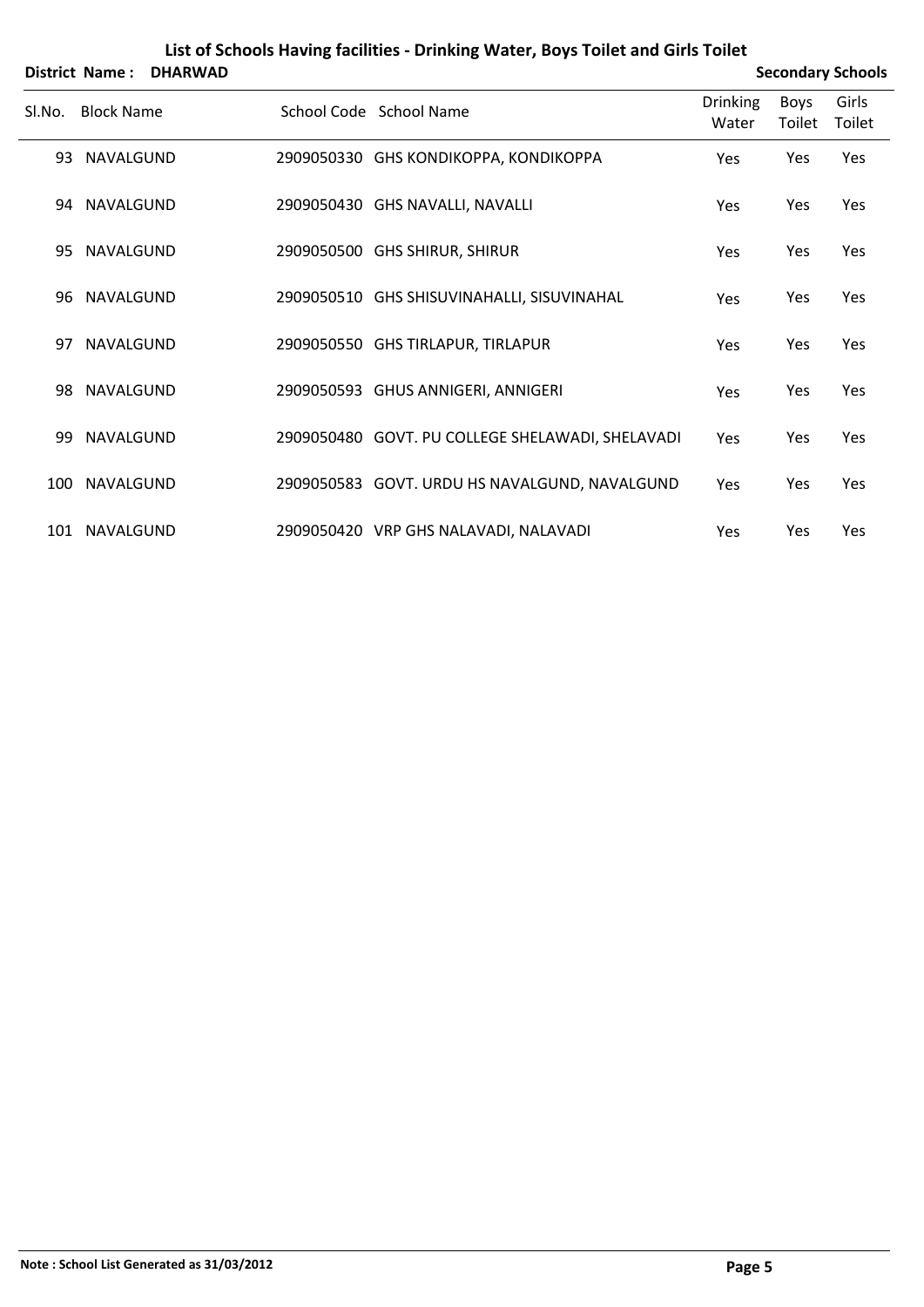# List of Schools Having facilities - Drinking Water, Boys Toilet and Girls Toilet

**District Name : DHARWAD** **Secondary Schools**

| Sl.No. | Block Name | School Code | School Name | Drinking Water | Boys Toilet | Girls Toilet |
|---|---|---|---|---|---|---|
| 93 | NAVALGUND | 2909050330 | GHS KONDIKOPPA, KONDIKOPPA | Yes | Yes | Yes |
| 94 | NAVALGUND | 2909050430 | GHS NAVALLI, NAVALLI | Yes | Yes | Yes |
| 95 | NAVALGUND | 2909050500 | GHS SHIRUR, SHIRUR | Yes | Yes | Yes |
| 96 | NAVALGUND | 2909050510 | GHS SHISUVINAHALLI, SISUVINAHAL | Yes | Yes | Yes |
| 97 | NAVALGUND | 2909050550 | GHS TIRLAPUR, TIRLAPUR | Yes | Yes | Yes |
| 98 | NAVALGUND | 2909050593 | GHUS ANNIGERI, ANNIGERI | Yes | Yes | Yes |
| 99 | NAVALGUND | 2909050480 | GOVT. PU COLLEGE SHELAWADI, SHELAVADI | Yes | Yes | Yes |
| 100 | NAVALGUND | 2909050583 | GOVT. URDU HS NAVALGUND, NAVALGUND | Yes | Yes | Yes |
| 101 | NAVALGUND | 2909050420 | VRP GHS NALAVADI, NALAVADI | Yes | Yes | Yes |

**Note : School List Generated as 31/03/2012**